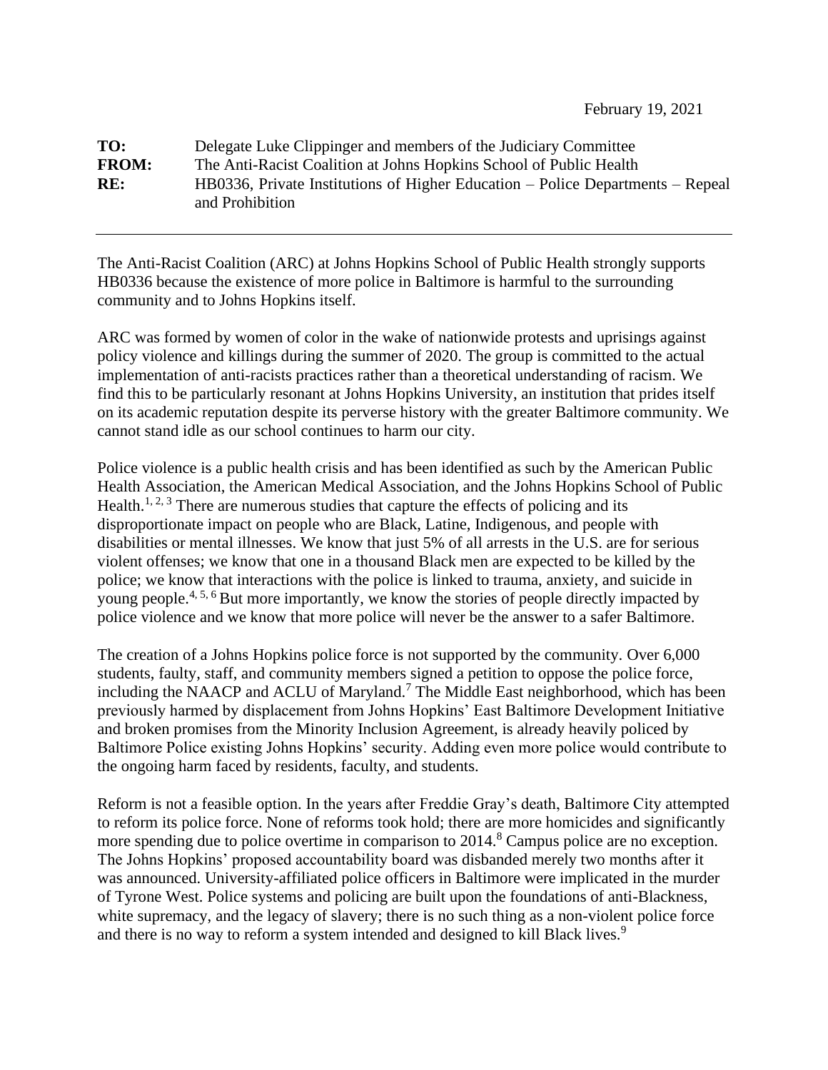February 19, 2021

**TO:** Delegate Luke Clippinger and members of the Judiciary Committee
**FROM:** The Anti-Racist Coalition at Johns Hopkins School of Public Health
**RE:** HB0336, Private Institutions of Higher Education – Police Departments – Repeal and Prohibition

---

The Anti-Racist Coalition (ARC) at Johns Hopkins School of Public Health strongly supports HB0336 because the existence of more police in Baltimore is harmful to the surrounding community and to Johns Hopkins itself.

ARC was formed by women of color in the wake of nationwide protests and uprisings against policy violence and killings during the summer of 2020. The group is committed to the actual implementation of anti-racists practices rather than a theoretical understanding of racism. We find this to be particularly resonant at Johns Hopkins University, an institution that prides itself on its academic reputation despite its perverse history with the greater Baltimore community. We cannot stand idle as our school continues to harm our city.

Police violence is a public health crisis and has been identified as such by the American Public Health Association, the American Medical Association, and the Johns Hopkins School of Public Health.[1, 2, 3] There are numerous studies that capture the effects of policing and its disproportionate impact on people who are Black, Latine, Indigenous, and people with disabilities or mental illnesses. We know that just 5% of all arrests in the U.S. are for serious violent offenses; we know that one in a thousand Black men are expected to be killed by the police; we know that interactions with the police is linked to trauma, anxiety, and suicide in young people.[4, 5, 6] But more importantly, we know the stories of people directly impacted by police violence and we know that more police will never be the answer to a safer Baltimore.

The creation of a Johns Hopkins police force is not supported by the community. Over 6,000 students, faulty, staff, and community members signed a petition to oppose the police force, including the NAACP and ACLU of Maryland.[7] The Middle East neighborhood, which has been previously harmed by displacement from Johns Hopkins' East Baltimore Development Initiative and broken promises from the Minority Inclusion Agreement, is already heavily policed by Baltimore Police existing Johns Hopkins' security. Adding even more police would contribute to the ongoing harm faced by residents, faculty, and students.

Reform is not a feasible option. In the years after Freddie Gray's death, Baltimore City attempted to reform its police force. None of reforms took hold; there are more homicides and significantly more spending due to police overtime in comparison to 2014.[8] Campus police are no exception. The Johns Hopkins' proposed accountability board was disbanded merely two months after it was announced. University-affiliated police officers in Baltimore were implicated in the murder of Tyrone West. Police systems and policing are built upon the foundations of anti-Blackness, white supremacy, and the legacy of slavery; there is no such thing as a non-violent police force and there is no way to reform a system intended and designed to kill Black lives.[9]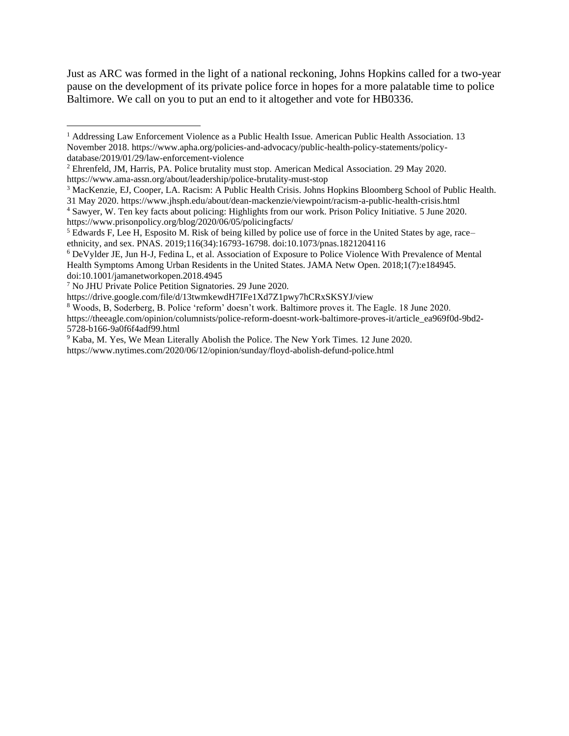Just as ARC was formed in the light of a national reckoning, Johns Hopkins called for a two-year pause on the development of its private police force in hopes for a more palatable time to police Baltimore. We call on you to put an end to it altogether and vote for HB0336.

---

[1] Addressing Law Enforcement Violence as a Public Health Issue. American Public Health Association. 13 November 2018. https://www.apha.org/policies-and-advocacy/public-health-policy-statements/policy-database/2019/01/29/law-enforcement-violence

[2] Ehrenfeld, JM, Harris, PA. Police brutality must stop. American Medical Association. 29 May 2020. https://www.ama-assn.org/about/leadership/police-brutality-must-stop

[3] MacKenzie, EJ, Cooper, LA. Racism: A Public Health Crisis. Johns Hopkins Bloomberg School of Public Health. 31 May 2020. https://www.jhsph.edu/about/dean-mackenzie/viewpoint/racism-a-public-health-crisis.html

[4] Sawyer, W. Ten key facts about policing: Highlights from our work. Prison Policy Initiative. 5 June 2020. https://www.prisonpolicy.org/blog/2020/06/05/policingfacts/

[5] Edwards F, Lee H, Esposito M. Risk of being killed by police use of force in the United States by age, race–ethnicity, and sex. PNAS. 2019;116(34):16793-16798. doi:10.1073/pnas.1821204116

[6] DeVylder JE, Jun H-J, Fedina L, et al. Association of Exposure to Police Violence With Prevalence of Mental Health Symptoms Among Urban Residents in the United States. JAMA Netw Open. 2018;1(7):e184945. doi:10.1001/jamanetworkopen.2018.4945

[7] No JHU Private Police Petition Signatories. 29 June 2020. https://drive.google.com/file/d/13twmkewdH7IFe1Xd7Z1pwy7hCRxSKSYJ/view

[8] Woods, B, Soderberg, B. Police 'reform' doesn't work. Baltimore proves it. The Eagle. 18 June 2020. https://theeagle.com/opinion/columnists/police-reform-doesnt-work-baltimore-proves-it/article_ea969f0d-9bd2-5728-b166-9a0f6f4adf99.html

[9] Kaba, M. Yes, We Mean Literally Abolish the Police. The New York Times. 12 June 2020. https://www.nytimes.com/2020/06/12/opinion/sunday/floyd-abolish-defund-police.html